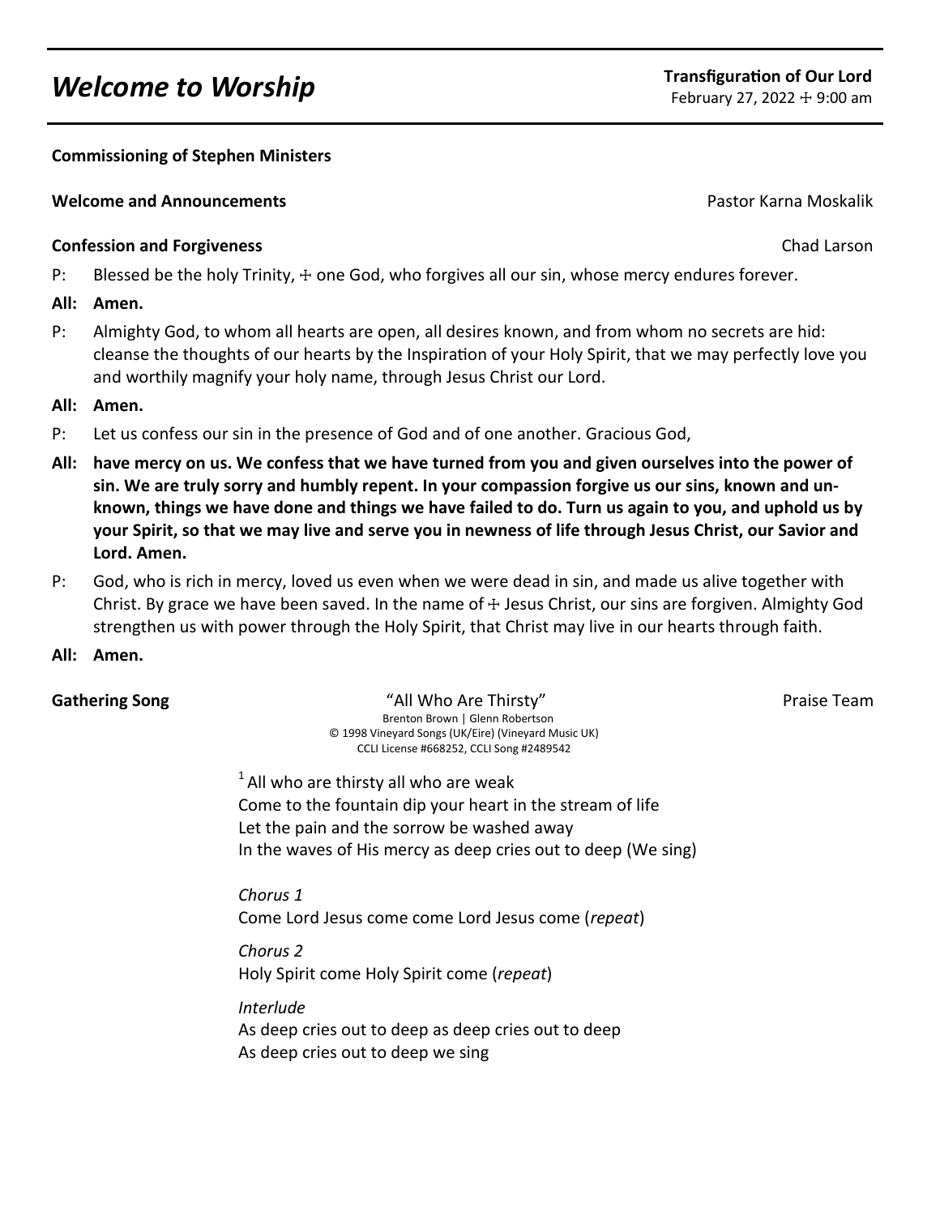# *Welcome to Worship*

**Transfiguration of Our Lord**
February 27, 2022 ☩ 9:00 am

**Commissioning of Stephen Ministers**

**Welcome and Announcements** Pastor Karna Moskalik

**Confession and Forgiveness** Chad Larson

P: Blessed be the holy Trinity, ☩ one God, who forgives all our sin, whose mercy endures forever.

**All: Amen.**

P: Almighty God, to whom all hearts are open, all desires known, and from whom no secrets are hid: cleanse the thoughts of our hearts by the Inspiration of your Holy Spirit, that we may perfectly love you and worthily magnify your holy name, through Jesus Christ our Lord.

**All: Amen.**

P: Let us confess our sin in the presence of God and of one another. Gracious God,

**All: have mercy on us. We confess that we have turned from you and given ourselves into the power of sin. We are truly sorry and humbly repent. In your compassion forgive us our sins, known and unknown, things we have done and things we have failed to do. Turn us again to you, and uphold us by your Spirit, so that we may live and serve you in newness of life through Jesus Christ, our Savior and Lord. Amen.**

P: God, who is rich in mercy, loved us even when we were dead in sin, and made us alive together with Christ. By grace we have been saved. In the name of ☩ Jesus Christ, our sins are forgiven. Almighty God strengthen us with power through the Holy Spirit, that Christ may live in our hearts through faith.

**All: Amen.**

**Gathering Song** "All Who Are Thirsty" Praise Team

Brenton Brown | Glenn Robertson
© 1998 Vineyard Songs (UK/Eire) (Vineyard Music UK)
CCLI License #668252, CCLI Song #2489542

[1] All who are thirsty all who are weak
Come to the fountain dip your heart in the stream of life
Let the pain and the sorrow be washed away
In the waves of His mercy as deep cries out to deep (We sing)

*Chorus 1*
Come Lord Jesus come come Lord Jesus come (*repeat*)

*Chorus 2*
Holy Spirit come Holy Spirit come (*repeat*)

*Interlude*
As deep cries out to deep as deep cries out to deep
As deep cries out to deep we sing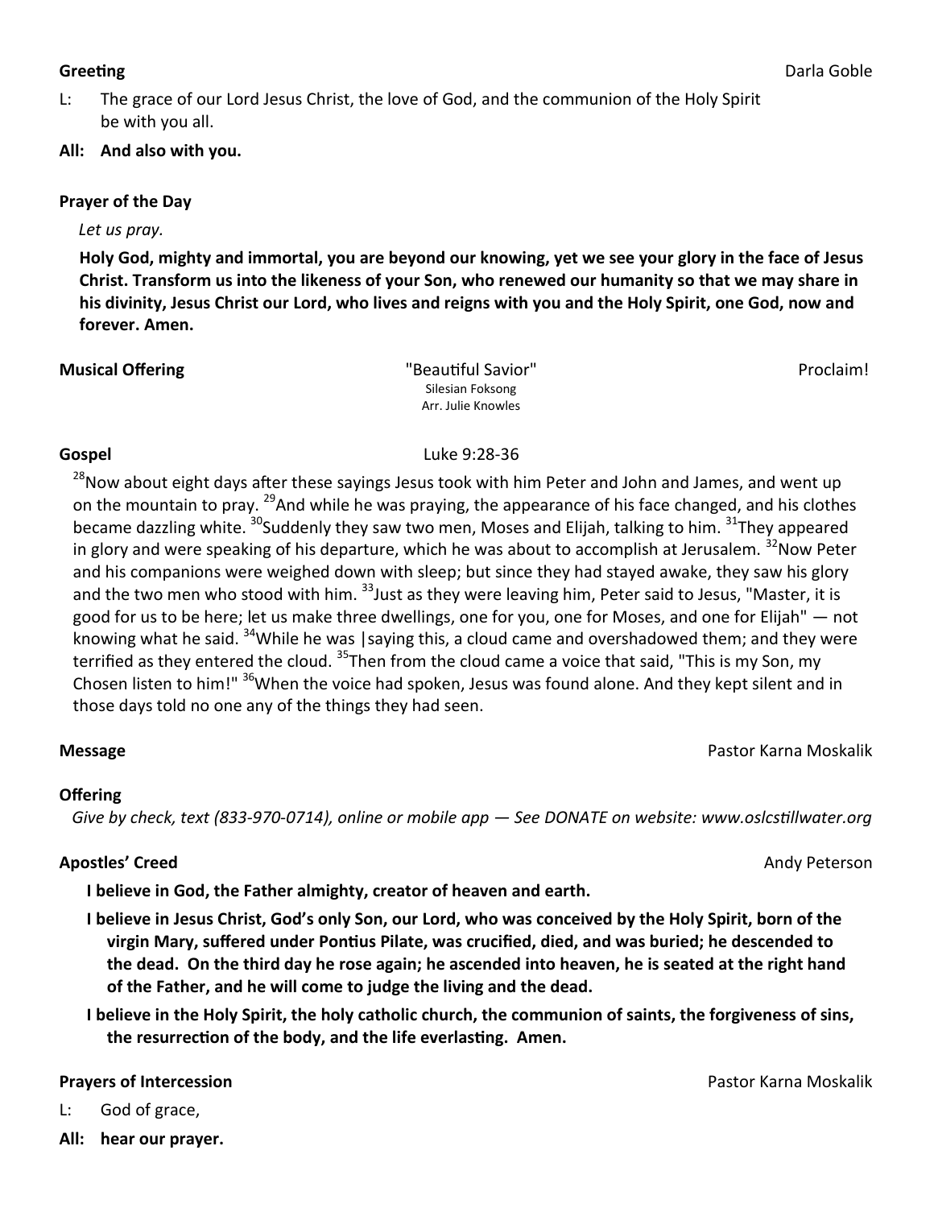**Greeting** Darla Goble

L: The grace of our Lord Jesus Christ, the love of God, and the communion of the Holy Spirit be with you all.

**All: And also with you.**

**Prayer of the Day**

*Let us pray.*

**Holy God, mighty and immortal, you are beyond our knowing, yet we see your glory in the face of Jesus Christ. Transform us into the likeness of your Son, who renewed our humanity so that we may share in his divinity, Jesus Christ our Lord, who lives and reigns with you and the Holy Spirit, one God, now and forever. Amen.**

**Musical Offering** "Beautiful Savior" Proclaim!

Silesian Foksong
Arr. Julie Knowles

**Gospel** Luke 9:28-36

[28]Now about eight days after these sayings Jesus took with him Peter and John and James, and went up on the mountain to pray. [29]And while he was praying, the appearance of his face changed, and his clothes became dazzling white. [30]Suddenly they saw two men, Moses and Elijah, talking to him. [31]They appeared in glory and were speaking of his departure, which he was about to accomplish at Jerusalem. [32]Now Peter and his companions were weighed down with sleep; but since they had stayed awake, they saw his glory and the two men who stood with him. [33]Just as they were leaving him, Peter said to Jesus, "Master, it is good for us to be here; let us make three dwellings, one for you, one for Moses, and one for Elijah" — not knowing what he said. [34]While he was |saying this, a cloud came and overshadowed them; and they were terrified as they entered the cloud. [35]Then from the cloud came a voice that said, "This is my Son, my Chosen listen to him!" [36]When the voice had spoken, Jesus was found alone. And they kept silent and in those days told no one any of the things they had seen.

**Message** Pastor Karna Moskalik

**Offering**

*Give by check, text (833-970-0714), online or mobile app — See DONATE on website: www.oslcstillwater.org*

**Apostles' Creed** Andy Peterson

**I believe in God, the Father almighty, creator of heaven and earth.**

**I believe in Jesus Christ, God's only Son, our Lord, who was conceived by the Holy Spirit, born of the virgin Mary, suffered under Pontius Pilate, was crucified, died, and was buried; he descended to the dead. On the third day he rose again; he ascended into heaven, he is seated at the right hand of the Father, and he will come to judge the living and the dead.**

**I believe in the Holy Spirit, the holy catholic church, the communion of saints, the forgiveness of sins, the resurrection of the body, and the life everlasting. Amen.**

**Prayers of Intercession** Pastor Karna Moskalik

L: God of grace,

**All: hear our prayer.**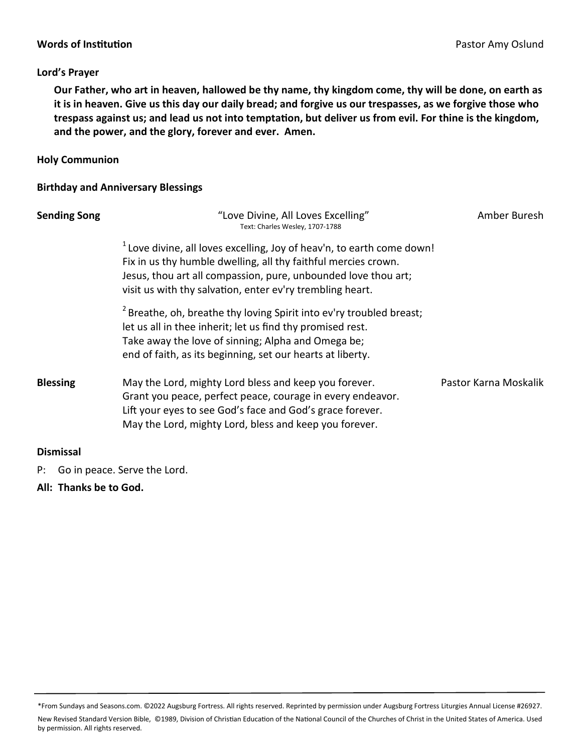**Words of Institution** Pastor Amy Oslund

**Lord's Prayer**

**Our Father, who art in heaven, hallowed be thy name, thy kingdom come, thy will be done, on earth as it is in heaven. Give us this day our daily bread; and forgive us our trespasses, as we forgive those who trespass against us; and lead us not into temptation, but deliver us from evil. For thine is the kingdom, and the power, and the glory, forever and ever. Amen.**

**Holy Communion**

**Birthday and Anniversary Blessings**

**Sending Song** "Love Divine, All Loves Excelling" Amber Buresh

Text: Charles Wesley, 1707-1788

1 Love divine, all loves excelling, Joy of heav'n, to earth come down!
Fix in us thy humble dwelling, all thy faithful mercies crown.
Jesus, thou art all compassion, pure, unbounded love thou art;
visit us with thy salvation, enter ev'ry trembling heart.

2 Breathe, oh, breathe thy loving Spirit into ev'ry troubled breast;
let us all in thee inherit; let us find thy promised rest.
Take away the love of sinning; Alpha and Omega be;
end of faith, as its beginning, set our hearts at liberty.

**Blessing** Pastor Karna Moskalik

May the Lord, mighty Lord bless and keep you forever.
Grant you peace, perfect peace, courage in every endeavor.
Lift your eyes to see God's face and God's grace forever.
May the Lord, mighty Lord, bless and keep you forever.

**Dismissal**

P: Go in peace. Serve the Lord.

**All: Thanks be to God.**

---

*From Sundays and Seasons.com. ©2022 Augsburg Fortress. All rights reserved. Reprinted by permission under Augsburg Fortress Liturgies Annual License #26927.

New Revised Standard Version Bible, ©1989, Division of Christian Education of the National Council of the Churches of Christ in the United States of America. Used by permission. All rights reserved.